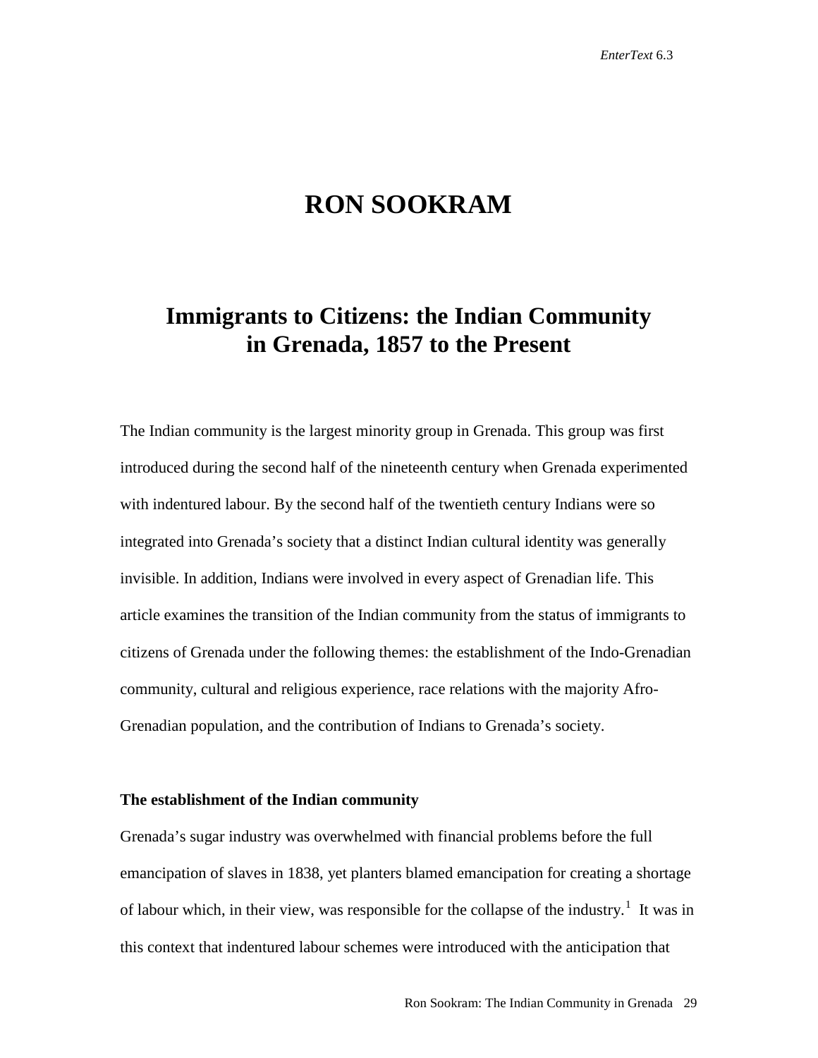# RON SOOKRAM

## Immigrants to Citizens: the Indian Community in Grenada, 1857 to the Present

The Indian community is the largest minority group in Grenada. This group was first introduced during the second half of the nineteenth century when Grenada experimented with indentured labour. By the second half of the twentieth century Indians were so integrated into Grenada's society that a distinct Indian cultural identity was generally invisible. In addition, Indians were involved in every aspect of Grenadian life. This article examines the transition of the Indian community from the status of immigrants to citizens of Grenada under the following themes: the establishment of the Indo-Grenadian community, cultural and religious experience, race relations with the majority Afro-Grenadian population, and the contribution of Indians to Grenada's society.

**The establishment of the Indian community**

Grenada's sugar industry was overwhelmed with financial problems before the full emancipation of slaves in 1838, yet planters blamed emancipation for creating a shortage of labour which, in their view, was responsible for the collapse of the industry.[1] It was in this context that indentured labour schemes were introduced with the anticipation that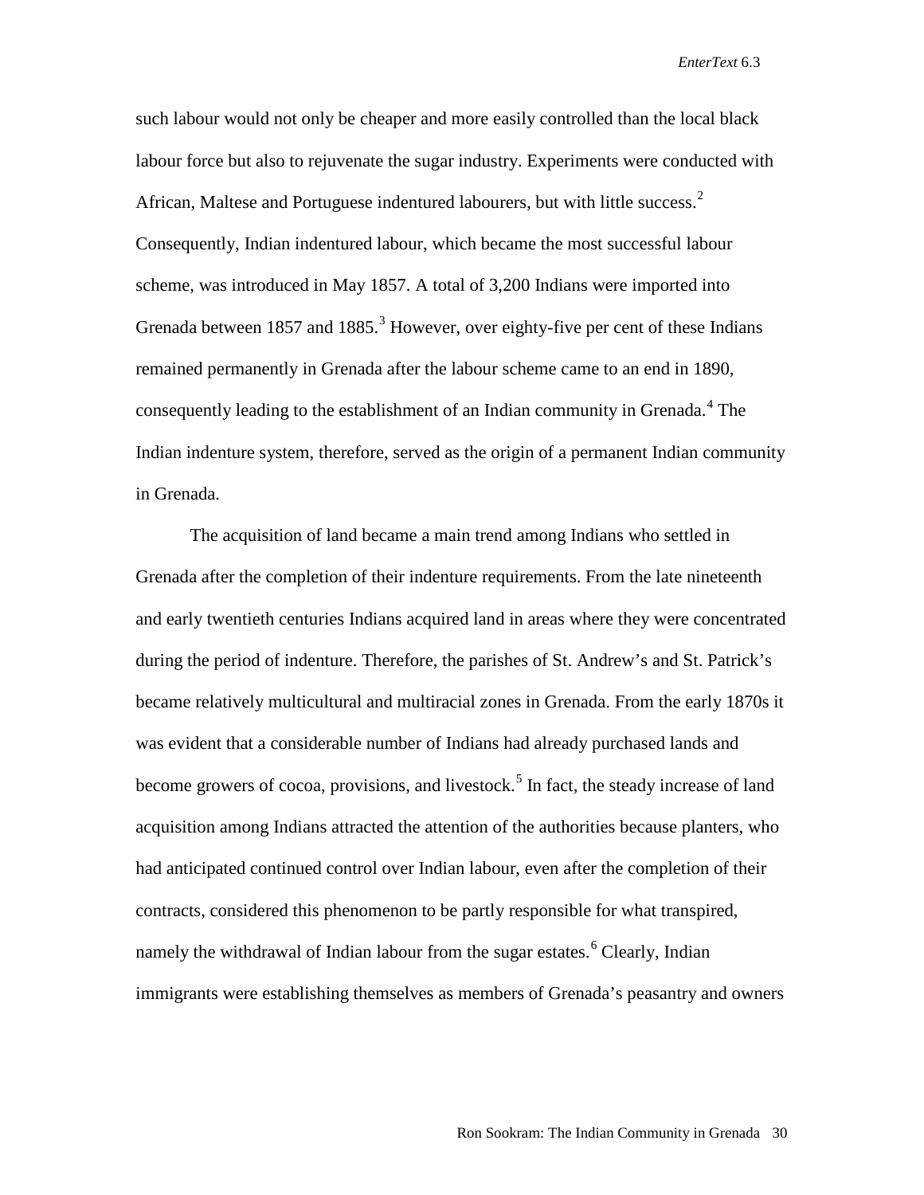such labour would not only be cheaper and more easily controlled than the local black labour force but also to rejuvenate the sugar industry. Experiments were conducted with African, Maltese and Portuguese indentured labourers, but with little success.[2] Consequently, Indian indentured labour, which became the most successful labour scheme, was introduced in May 1857. A total of 3,200 Indians were imported into Grenada between 1857 and 1885.[3] However, over eighty-five per cent of these Indians remained permanently in Grenada after the labour scheme came to an end in 1890, consequently leading to the establishment of an Indian community in Grenada.[4] The Indian indenture system, therefore, served as the origin of a permanent Indian community in Grenada.

The acquisition of land became a main trend among Indians who settled in Grenada after the completion of their indenture requirements. From the late nineteenth and early twentieth centuries Indians acquired land in areas where they were concentrated during the period of indenture. Therefore, the parishes of St. Andrew's and St. Patrick's became relatively multicultural and multiracial zones in Grenada. From the early 1870s it was evident that a considerable number of Indians had already purchased lands and become growers of cocoa, provisions, and livestock.[5] In fact, the steady increase of land acquisition among Indians attracted the attention of the authorities because planters, who had anticipated continued control over Indian labour, even after the completion of their contracts, considered this phenomenon to be partly responsible for what transpired, namely the withdrawal of Indian labour from the sugar estates.[6] Clearly, Indian immigrants were establishing themselves as members of Grenada's peasantry and owners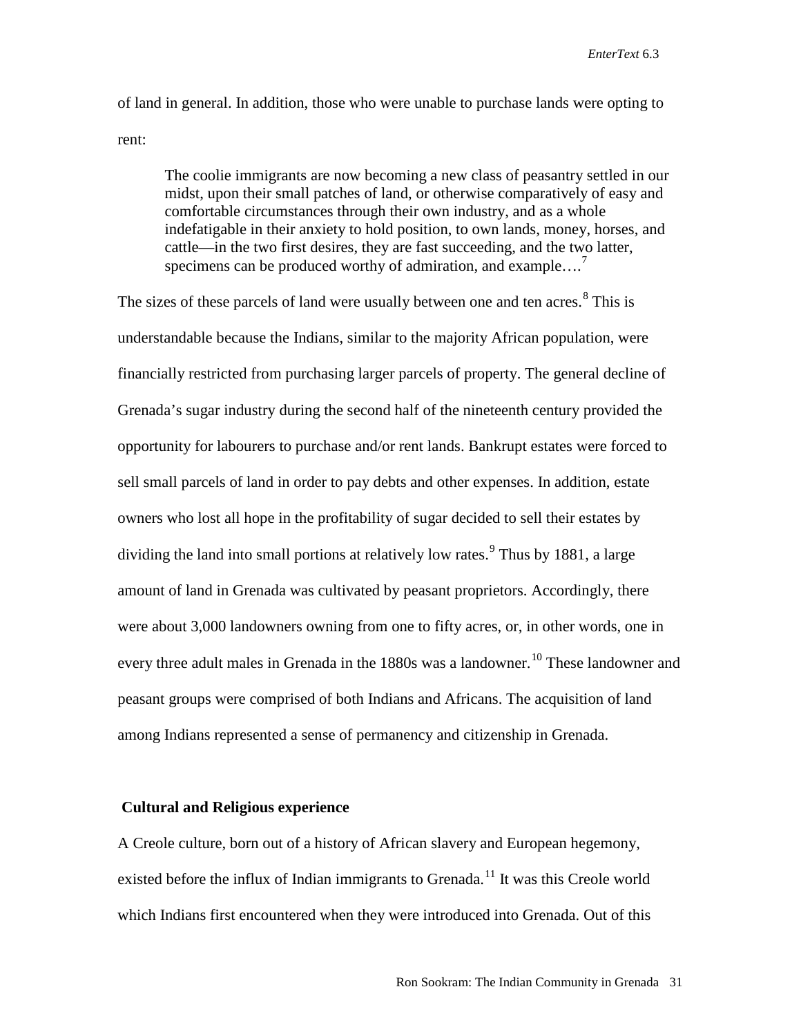of land in general. In addition, those who were unable to purchase lands were opting to rent:

> The coolie immigrants are now becoming a new class of peasantry settled in our midst, upon their small patches of land, or otherwise comparatively of easy and comfortable circumstances through their own industry, and as a whole indefatigable in their anxiety to hold position, to own lands, money, horses, and cattle—in the two first desires, they are fast succeeding, and the two latter, specimens can be produced worthy of admiration, and example….[7]

The sizes of these parcels of land were usually between one and ten acres.[8] This is understandable because the Indians, similar to the majority African population, were financially restricted from purchasing larger parcels of property. The general decline of Grenada's sugar industry during the second half of the nineteenth century provided the opportunity for labourers to purchase and/or rent lands. Bankrupt estates were forced to sell small parcels of land in order to pay debts and other expenses. In addition, estate owners who lost all hope in the profitability of sugar decided to sell their estates by dividing the land into small portions at relatively low rates.[9] Thus by 1881, a large amount of land in Grenada was cultivated by peasant proprietors. Accordingly, there were about 3,000 landowners owning from one to fifty acres, or, in other words, one in every three adult males in Grenada in the 1880s was a landowner.[10] These landowner and peasant groups were comprised of both Indians and Africans. The acquisition of land among Indians represented a sense of permanency and citizenship in Grenada.

## Cultural and Religious experience

A Creole culture, born out of a history of African slavery and European hegemony, existed before the influx of Indian immigrants to Grenada.[11] It was this Creole world which Indians first encountered when they were introduced into Grenada. Out of this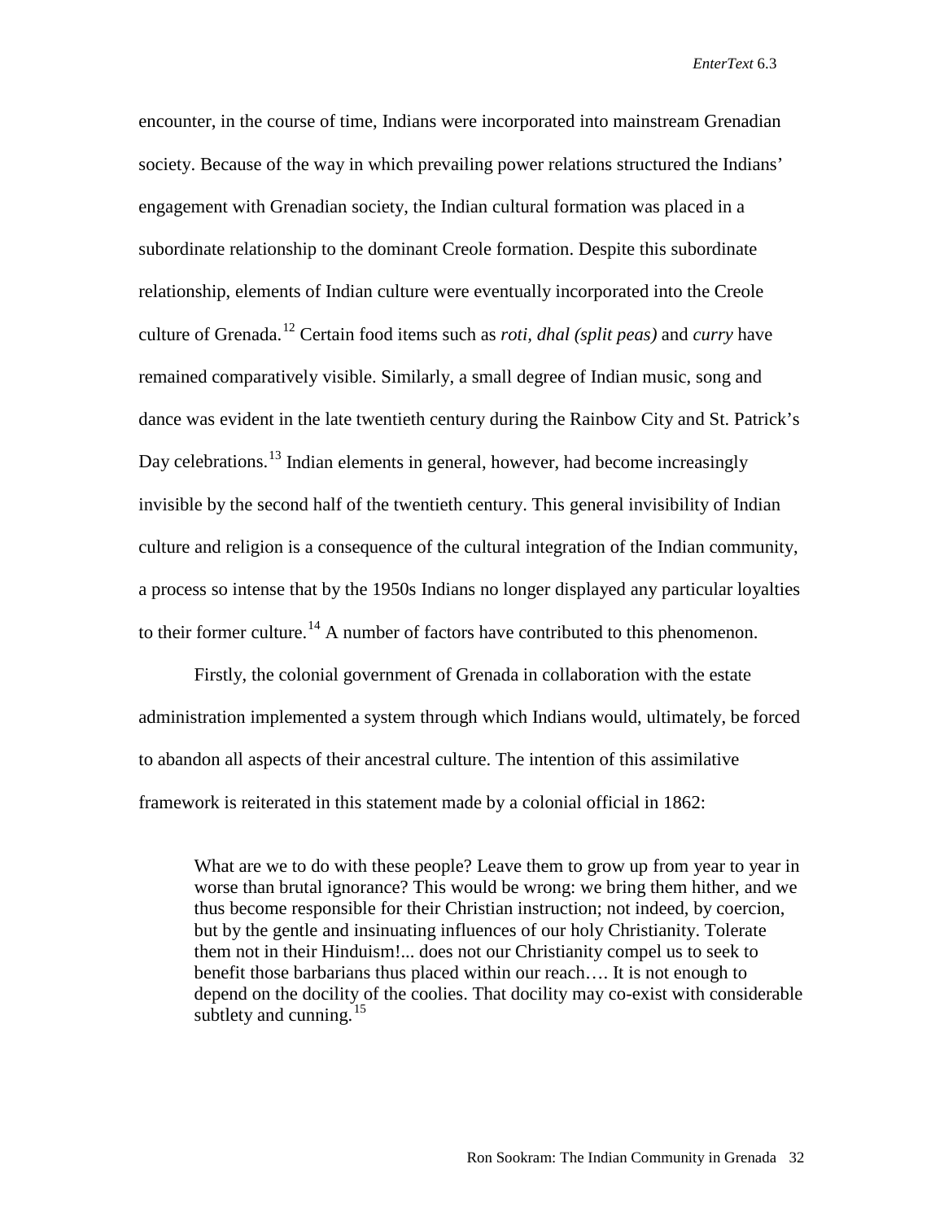encounter, in the course of time, Indians were incorporated into mainstream Grenadian society. Because of the way in which prevailing power relations structured the Indians' engagement with Grenadian society, the Indian cultural formation was placed in a subordinate relationship to the dominant Creole formation. Despite this subordinate relationship, elements of Indian culture were eventually incorporated into the Creole culture of Grenada.[12] Certain food items such as *roti, dhal (split peas)* and *curry* have remained comparatively visible. Similarly, a small degree of Indian music, song and dance was evident in the late twentieth century during the Rainbow City and St. Patrick's Day celebrations.[13] Indian elements in general, however, had become increasingly invisible by the second half of the twentieth century. This general invisibility of Indian culture and religion is a consequence of the cultural integration of the Indian community, a process so intense that by the 1950s Indians no longer displayed any particular loyalties to their former culture.[14] A number of factors have contributed to this phenomenon.

Firstly, the colonial government of Grenada in collaboration with the estate administration implemented a system through which Indians would, ultimately, be forced to abandon all aspects of their ancestral culture. The intention of this assimilative framework is reiterated in this statement made by a colonial official in 1862:

> What are we to do with these people? Leave them to grow up from year to year in worse than brutal ignorance? This would be wrong: we bring them hither, and we thus become responsible for their Christian instruction; not indeed, by coercion, but by the gentle and insinuating influences of our holy Christianity. Tolerate them not in their Hinduism!... does not our Christianity compel us to seek to benefit those barbarians thus placed within our reach…. It is not enough to depend on the docility of the coolies. That docility may co-exist with considerable subtlety and cunning.[15]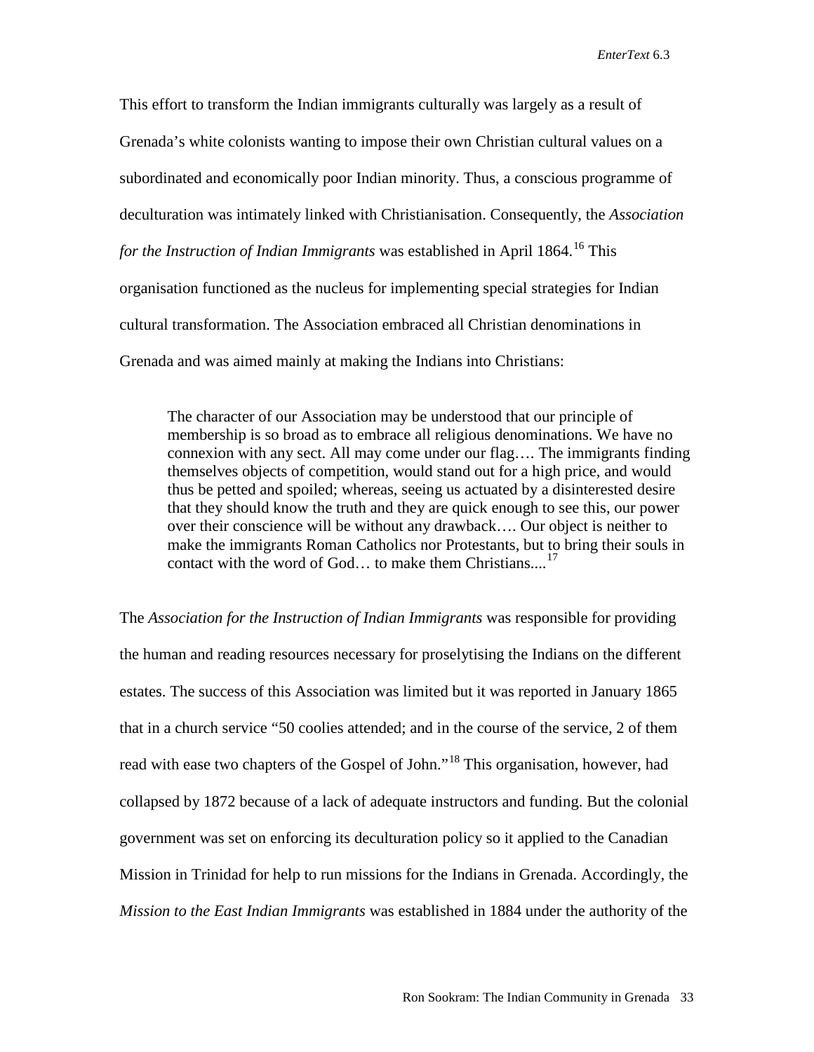This effort to transform the Indian immigrants culturally was largely as a result of Grenada's white colonists wanting to impose their own Christian cultural values on a subordinated and economically poor Indian minority. Thus, a conscious programme of deculturation was intimately linked with Christianisation. Consequently, the *Association for the Instruction of Indian Immigrants* was established in April 1864.[16] This organisation functioned as the nucleus for implementing special strategies for Indian cultural transformation. The Association embraced all Christian denominations in Grenada and was aimed mainly at making the Indians into Christians:

> The character of our Association may be understood that our principle of membership is so broad as to embrace all religious denominations. We have no connexion with any sect. All may come under our flag…. The immigrants finding themselves objects of competition, would stand out for a high price, and would thus be petted and spoiled; whereas, seeing us actuated by a disinterested desire that they should know the truth and they are quick enough to see this, our power over their conscience will be without any drawback…. Our object is neither to make the immigrants Roman Catholics nor Protestants, but to bring their souls in contact with the word of God… to make them Christians...."[17]

The *Association for the Instruction of Indian Immigrants* was responsible for providing the human and reading resources necessary for proselytising the Indians on the different estates. The success of this Association was limited but it was reported in January 1865 that in a church service "50 coolies attended; and in the course of the service, 2 of them read with ease two chapters of the Gospel of John."[18] This organisation, however, had collapsed by 1872 because of a lack of adequate instructors and funding. But the colonial government was set on enforcing its deculturation policy so it applied to the Canadian Mission in Trinidad for help to run missions for the Indians in Grenada. Accordingly, the *Mission to the East Indian Immigrants* was established in 1884 under the authority of the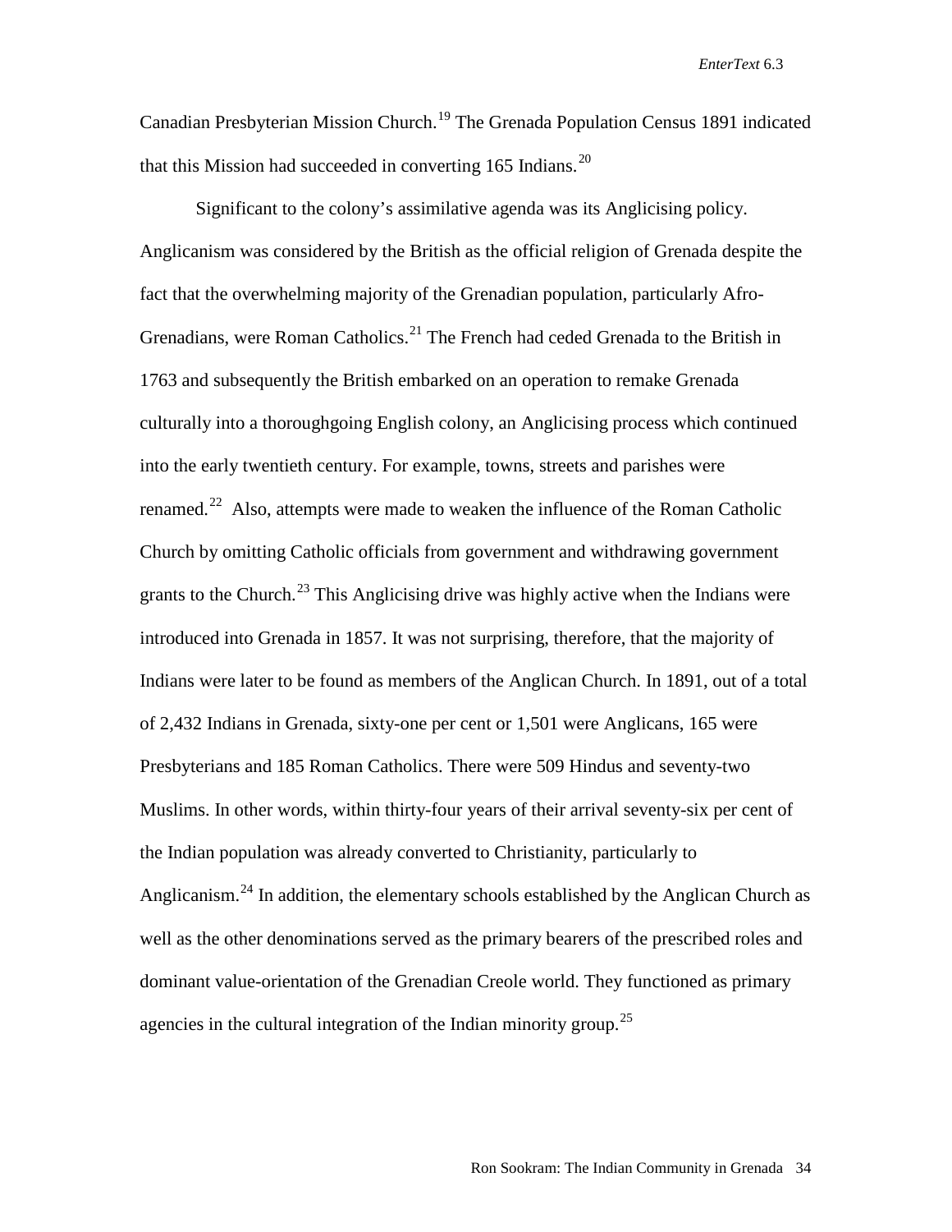Canadian Presbyterian Mission Church.[19] The Grenada Population Census 1891 indicated that this Mission had succeeded in converting 165 Indians.[20]

Significant to the colony's assimilative agenda was its Anglicising policy. Anglicanism was considered by the British as the official religion of Grenada despite the fact that the overwhelming majority of the Grenadian population, particularly Afro-Grenadians, were Roman Catholics.[21] The French had ceded Grenada to the British in 1763 and subsequently the British embarked on an operation to remake Grenada culturally into a thoroughgoing English colony, an Anglicising process which continued into the early twentieth century. For example, towns, streets and parishes were renamed.[22] Also, attempts were made to weaken the influence of the Roman Catholic Church by omitting Catholic officials from government and withdrawing government grants to the Church.[23] This Anglicising drive was highly active when the Indians were introduced into Grenada in 1857. It was not surprising, therefore, that the majority of Indians were later to be found as members of the Anglican Church. In 1891, out of a total of 2,432 Indians in Grenada, sixty-one per cent or 1,501 were Anglicans, 165 were Presbyterians and 185 Roman Catholics. There were 509 Hindus and seventy-two Muslims. In other words, within thirty-four years of their arrival seventy-six per cent of the Indian population was already converted to Christianity, particularly to Anglicanism.[24] In addition, the elementary schools established by the Anglican Church as well as the other denominations served as the primary bearers of the prescribed roles and dominant value-orientation of the Grenadian Creole world. They functioned as primary agencies in the cultural integration of the Indian minority group.[25]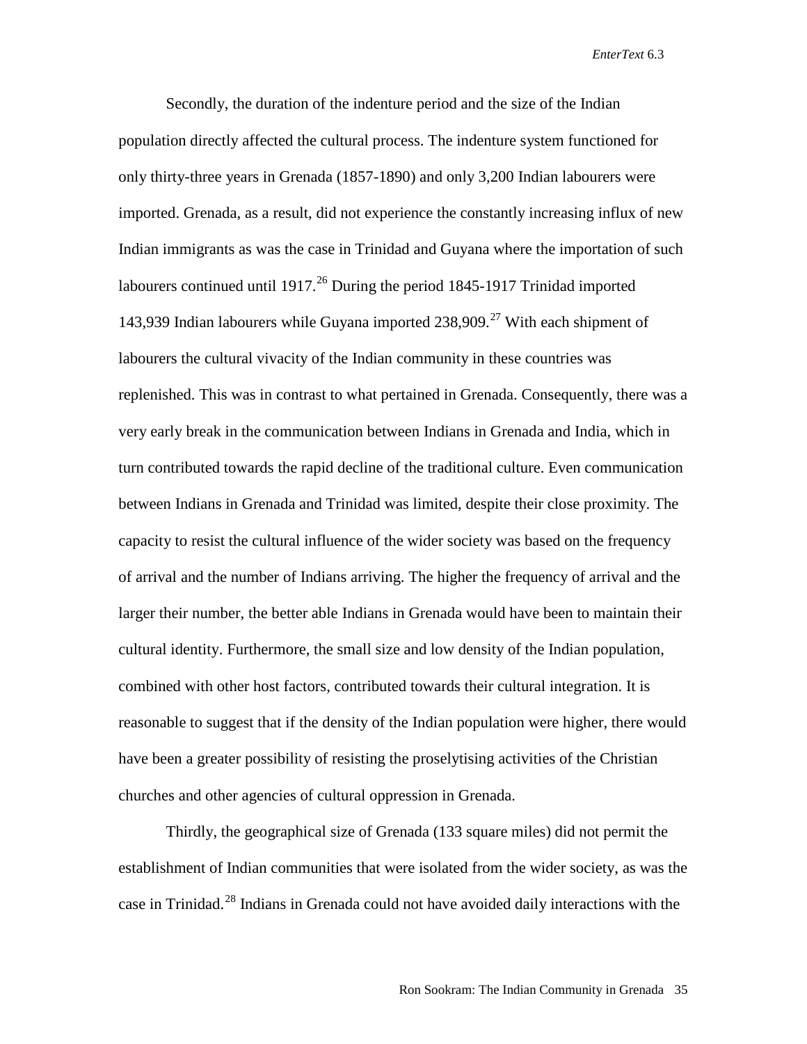Secondly, the duration of the indenture period and the size of the Indian population directly affected the cultural process. The indenture system functioned for only thirty-three years in Grenada (1857-1890) and only 3,200 Indian labourers were imported. Grenada, as a result, did not experience the constantly increasing influx of new Indian immigrants as was the case in Trinidad and Guyana where the importation of such labourers continued until 1917.[26] During the period 1845-1917 Trinidad imported 143,939 Indian labourers while Guyana imported 238,909.[27] With each shipment of labourers the cultural vivacity of the Indian community in these countries was replenished. This was in contrast to what pertained in Grenada. Consequently, there was a very early break in the communication between Indians in Grenada and India, which in turn contributed towards the rapid decline of the traditional culture. Even communication between Indians in Grenada and Trinidad was limited, despite their close proximity. The capacity to resist the cultural influence of the wider society was based on the frequency of arrival and the number of Indians arriving. The higher the frequency of arrival and the larger their number, the better able Indians in Grenada would have been to maintain their cultural identity. Furthermore, the small size and low density of the Indian population, combined with other host factors, contributed towards their cultural integration. It is reasonable to suggest that if the density of the Indian population were higher, there would have been a greater possibility of resisting the proselytising activities of the Christian churches and other agencies of cultural oppression in Grenada.

Thirdly, the geographical size of Grenada (133 square miles) did not permit the establishment of Indian communities that were isolated from the wider society, as was the case in Trinidad.[28] Indians in Grenada could not have avoided daily interactions with the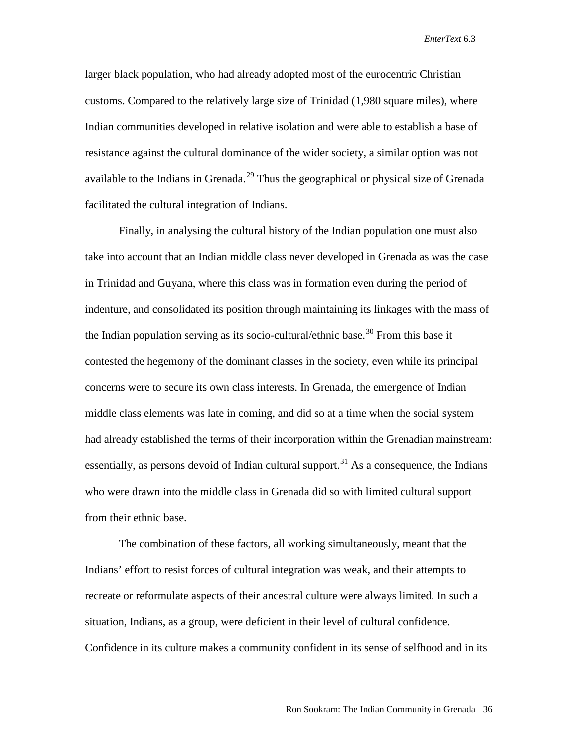larger black population, who had already adopted most of the eurocentric Christian customs. Compared to the relatively large size of Trinidad (1,980 square miles), where Indian communities developed in relative isolation and were able to establish a base of resistance against the cultural dominance of the wider society, a similar option was not available to the Indians in Grenada.[29] Thus the geographical or physical size of Grenada facilitated the cultural integration of Indians.

Finally, in analysing the cultural history of the Indian population one must also take into account that an Indian middle class never developed in Grenada as was the case in Trinidad and Guyana, where this class was in formation even during the period of indenture, and consolidated its position through maintaining its linkages with the mass of the Indian population serving as its socio-cultural/ethnic base.[30] From this base it contested the hegemony of the dominant classes in the society, even while its principal concerns were to secure its own class interests. In Grenada, the emergence of Indian middle class elements was late in coming, and did so at a time when the social system had already established the terms of their incorporation within the Grenadian mainstream: essentially, as persons devoid of Indian cultural support.[31] As a consequence, the Indians who were drawn into the middle class in Grenada did so with limited cultural support from their ethnic base.

The combination of these factors, all working simultaneously, meant that the Indians' effort to resist forces of cultural integration was weak, and their attempts to recreate or reformulate aspects of their ancestral culture were always limited. In such a situation, Indians, as a group, were deficient in their level of cultural confidence. Confidence in its culture makes a community confident in its sense of selfhood and in its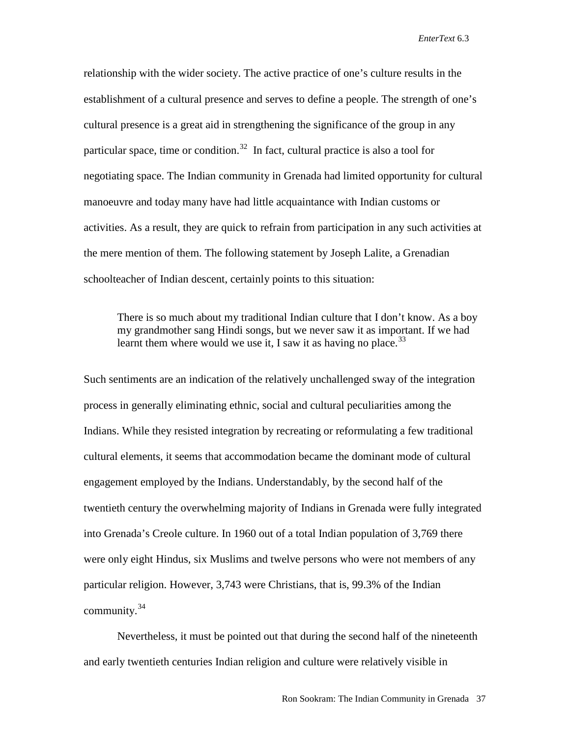relationship with the wider society. The active practice of one's culture results in the establishment of a cultural presence and serves to define a people. The strength of one's cultural presence is a great aid in strengthening the significance of the group in any particular space, time or condition.[32] In fact, cultural practice is also a tool for negotiating space. The Indian community in Grenada had limited opportunity for cultural manoeuvre and today many have had little acquaintance with Indian customs or activities. As a result, they are quick to refrain from participation in any such activities at the mere mention of them. The following statement by Joseph Lalite, a Grenadian schoolteacher of Indian descent, certainly points to this situation:

> There is so much about my traditional Indian culture that I don't know. As a boy my grandmother sang Hindi songs, but we never saw it as important. If we had learnt them where would we use it, I saw it as having no place.[33]

Such sentiments are an indication of the relatively unchallenged sway of the integration process in generally eliminating ethnic, social and cultural peculiarities among the Indians. While they resisted integration by recreating or reformulating a few traditional cultural elements, it seems that accommodation became the dominant mode of cultural engagement employed by the Indians. Understandably, by the second half of the twentieth century the overwhelming majority of Indians in Grenada were fully integrated into Grenada's Creole culture. In 1960 out of a total Indian population of 3,769 there were only eight Hindus, six Muslims and twelve persons who were not members of any particular religion. However, 3,743 were Christians, that is, 99.3% of the Indian community.[34]

Nevertheless, it must be pointed out that during the second half of the nineteenth and early twentieth centuries Indian religion and culture were relatively visible in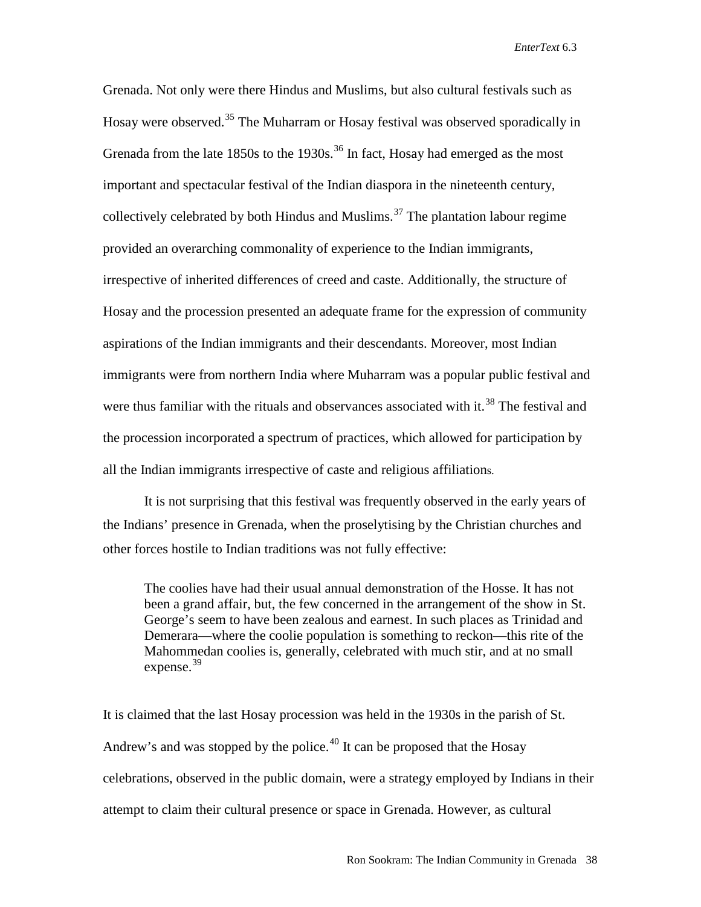Grenada. Not only were there Hindus and Muslims, but also cultural festivals such as Hosay were observed.[35] The Muharram or Hosay festival was observed sporadically in Grenada from the late 1850s to the 1930s.[36] In fact, Hosay had emerged as the most important and spectacular festival of the Indian diaspora in the nineteenth century, collectively celebrated by both Hindus and Muslims.[37] The plantation labour regime provided an overarching commonality of experience to the Indian immigrants, irrespective of inherited differences of creed and caste. Additionally, the structure of Hosay and the procession presented an adequate frame for the expression of community aspirations of the Indian immigrants and their descendants. Moreover, most Indian immigrants were from northern India where Muharram was a popular public festival and were thus familiar with the rituals and observances associated with it.[38] The festival and the procession incorporated a spectrum of practices, which allowed for participation by all the Indian immigrants irrespective of caste and religious affiliations.

It is not surprising that this festival was frequently observed in the early years of the Indians' presence in Grenada, when the proselytising by the Christian churches and other forces hostile to Indian traditions was not fully effective:

> The coolies have had their usual annual demonstration of the Hosse. It has not been a grand affair, but, the few concerned in the arrangement of the show in St. George's seem to have been zealous and earnest. In such places as Trinidad and Demerara—where the coolie population is something to reckon—this rite of the Mahommedan coolies is, generally, celebrated with much stir, and at no small expense.[39]

It is claimed that the last Hosay procession was held in the 1930s in the parish of St. Andrew's and was stopped by the police.[40] It can be proposed that the Hosay celebrations, observed in the public domain, were a strategy employed by Indians in their attempt to claim their cultural presence or space in Grenada. However, as cultural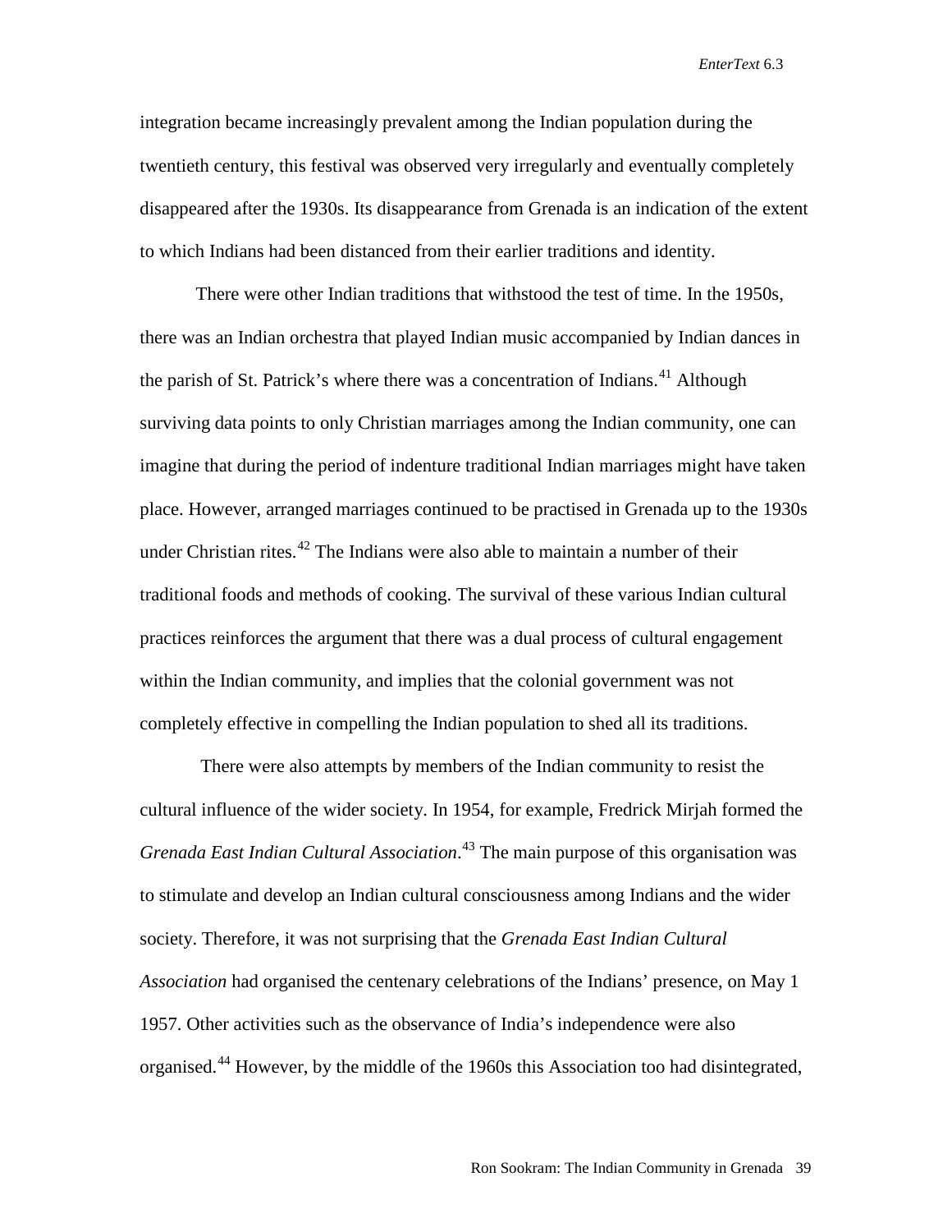integration became increasingly prevalent among the Indian population during the twentieth century, this festival was observed very irregularly and eventually completely disappeared after the 1930s. Its disappearance from Grenada is an indication of the extent to which Indians had been distanced from their earlier traditions and identity.

There were other Indian traditions that withstood the test of time. In the 1950s, there was an Indian orchestra that played Indian music accompanied by Indian dances in the parish of St. Patrick's where there was a concentration of Indians.[41] Although surviving data points to only Christian marriages among the Indian community, one can imagine that during the period of indenture traditional Indian marriages might have taken place. However, arranged marriages continued to be practised in Grenada up to the 1930s under Christian rites.[42] The Indians were also able to maintain a number of their traditional foods and methods of cooking. The survival of these various Indian cultural practices reinforces the argument that there was a dual process of cultural engagement within the Indian community, and implies that the colonial government was not completely effective in compelling the Indian population to shed all its traditions.

There were also attempts by members of the Indian community to resist the cultural influence of the wider society. In 1954, for example, Fredrick Mirjah formed the *Grenada East Indian Cultural Association*.[43] The main purpose of this organisation was to stimulate and develop an Indian cultural consciousness among Indians and the wider society. Therefore, it was not surprising that the *Grenada East Indian Cultural Association* had organised the centenary celebrations of the Indians' presence, on May 1 1957. Other activities such as the observance of India's independence were also organised.[44] However, by the middle of the 1960s this Association too had disintegrated,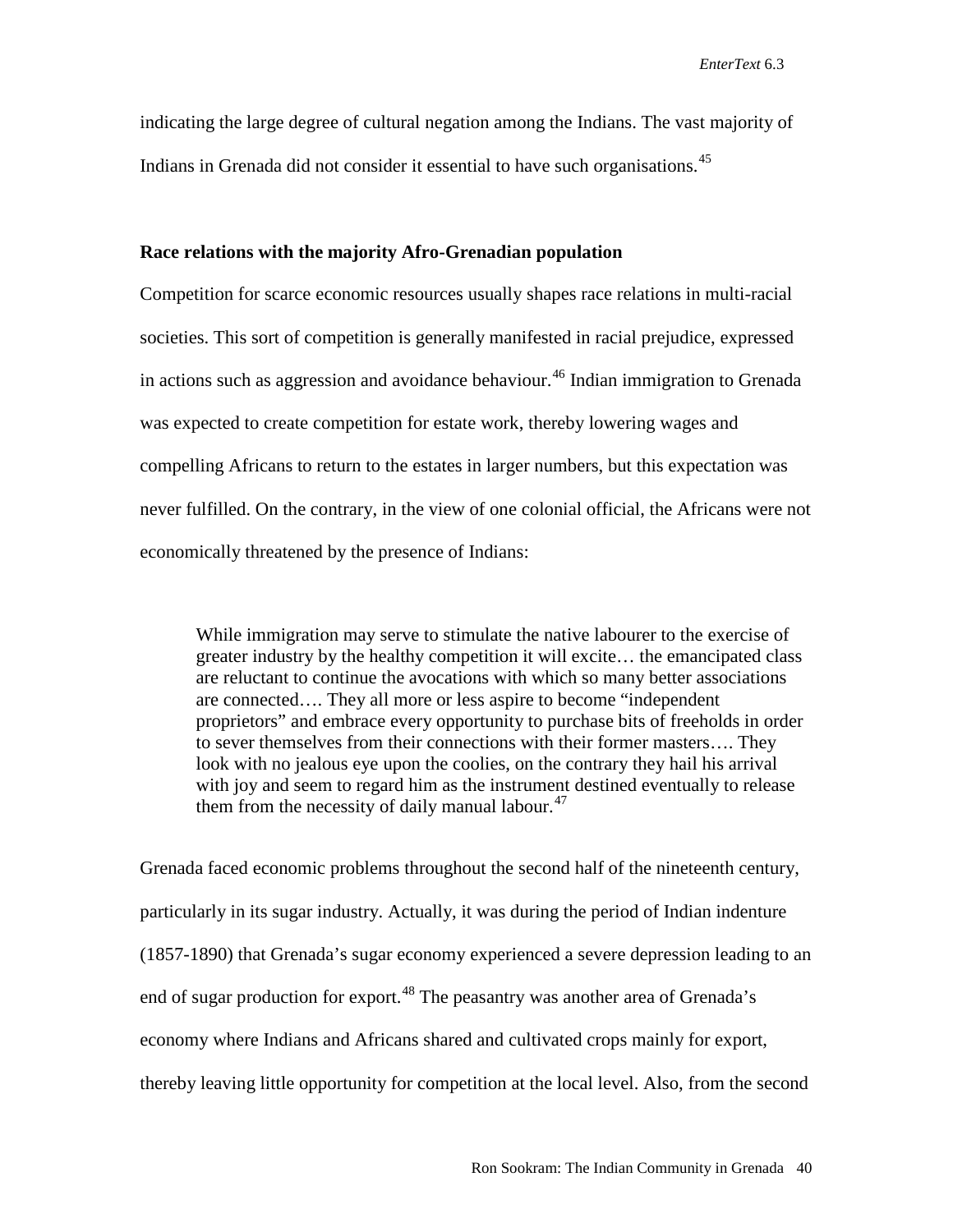indicating the large degree of cultural negation among the Indians. The vast majority of Indians in Grenada did not consider it essential to have such organisations.[45]

**Race relations with the majority Afro-Grenadian population**

Competition for scarce economic resources usually shapes race relations in multi-racial societies. This sort of competition is generally manifested in racial prejudice, expressed in actions such as aggression and avoidance behaviour.[46] Indian immigration to Grenada was expected to create competition for estate work, thereby lowering wages and compelling Africans to return to the estates in larger numbers, but this expectation was never fulfilled. On the contrary, in the view of one colonial official, the Africans were not economically threatened by the presence of Indians:

> While immigration may serve to stimulate the native labourer to the exercise of greater industry by the healthy competition it will excite… the emancipated class are reluctant to continue the avocations with which so many better associations are connected…. They all more or less aspire to become "independent proprietors" and embrace every opportunity to purchase bits of freeholds in order to sever themselves from their connections with their former masters…. They look with no jealous eye upon the coolies, on the contrary they hail his arrival with joy and seem to regard him as the instrument destined eventually to release them from the necessity of daily manual labour.[47]

Grenada faced economic problems throughout the second half of the nineteenth century, particularly in its sugar industry. Actually, it was during the period of Indian indenture (1857-1890) that Grenada's sugar economy experienced a severe depression leading to an end of sugar production for export.[48] The peasantry was another area of Grenada's economy where Indians and Africans shared and cultivated crops mainly for export, thereby leaving little opportunity for competition at the local level. Also, from the second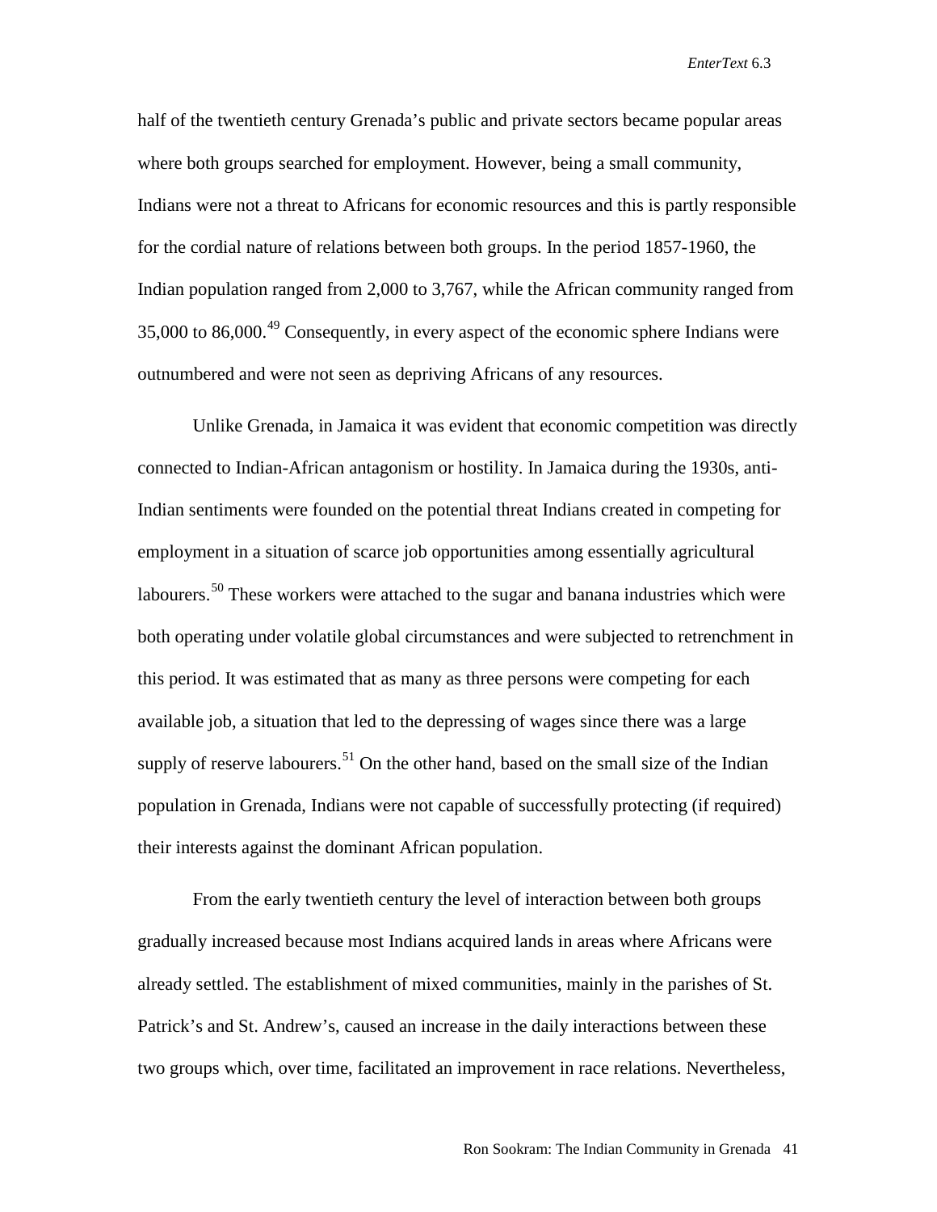half of the twentieth century Grenada's public and private sectors became popular areas where both groups searched for employment. However, being a small community, Indians were not a threat to Africans for economic resources and this is partly responsible for the cordial nature of relations between both groups. In the period 1857-1960, the Indian population ranged from 2,000 to 3,767, while the African community ranged from 35,000 to 86,000.[49] Consequently, in every aspect of the economic sphere Indians were outnumbered and were not seen as depriving Africans of any resources.

Unlike Grenada, in Jamaica it was evident that economic competition was directly connected to Indian-African antagonism or hostility. In Jamaica during the 1930s, anti-Indian sentiments were founded on the potential threat Indians created in competing for employment in a situation of scarce job opportunities among essentially agricultural labourers.[50] These workers were attached to the sugar and banana industries which were both operating under volatile global circumstances and were subjected to retrenchment in this period. It was estimated that as many as three persons were competing for each available job, a situation that led to the depressing of wages since there was a large supply of reserve labourers.[51] On the other hand, based on the small size of the Indian population in Grenada, Indians were not capable of successfully protecting (if required) their interests against the dominant African population.

From the early twentieth century the level of interaction between both groups gradually increased because most Indians acquired lands in areas where Africans were already settled. The establishment of mixed communities, mainly in the parishes of St. Patrick's and St. Andrew's, caused an increase in the daily interactions between these two groups which, over time, facilitated an improvement in race relations. Nevertheless,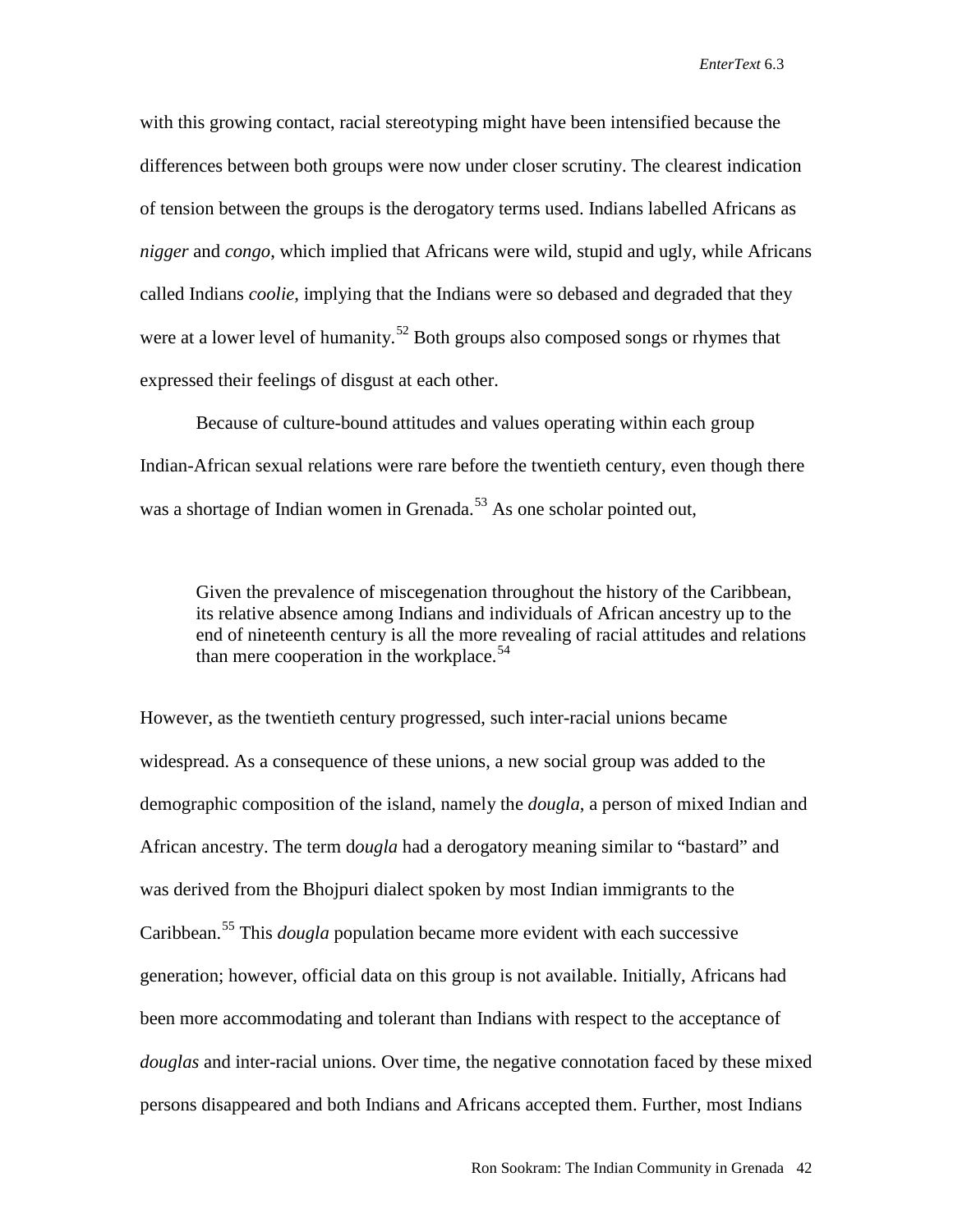with this growing contact, racial stereotyping might have been intensified because the differences between both groups were now under closer scrutiny. The clearest indication of tension between the groups is the derogatory terms used. Indians labelled Africans as *nigger* and *congo*, which implied that Africans were wild, stupid and ugly, while Africans called Indians *coolie*, implying that the Indians were so debased and degraded that they were at a lower level of humanity.[52] Both groups also composed songs or rhymes that expressed their feelings of disgust at each other.

Because of culture-bound attitudes and values operating within each group Indian-African sexual relations were rare before the twentieth century, even though there was a shortage of Indian women in Grenada.[53] As one scholar pointed out,

> Given the prevalence of miscegenation throughout the history of the Caribbean, its relative absence among Indians and individuals of African ancestry up to the end of nineteenth century is all the more revealing of racial attitudes and relations than mere cooperation in the workplace.[54]

However, as the twentieth century progressed, such inter-racial unions became widespread. As a consequence of these unions, a new social group was added to the demographic composition of the island, namely the *dougla*, a person of mixed Indian and African ancestry. The term d*ougla* had a derogatory meaning similar to "bastard" and was derived from the Bhojpuri dialect spoken by most Indian immigrants to the Caribbean.[55] This *dougla* population became more evident with each successive generation; however, official data on this group is not available. Initially, Africans had been more accommodating and tolerant than Indians with respect to the acceptance of *douglas* and inter-racial unions. Over time, the negative connotation faced by these mixed persons disappeared and both Indians and Africans accepted them. Further, most Indians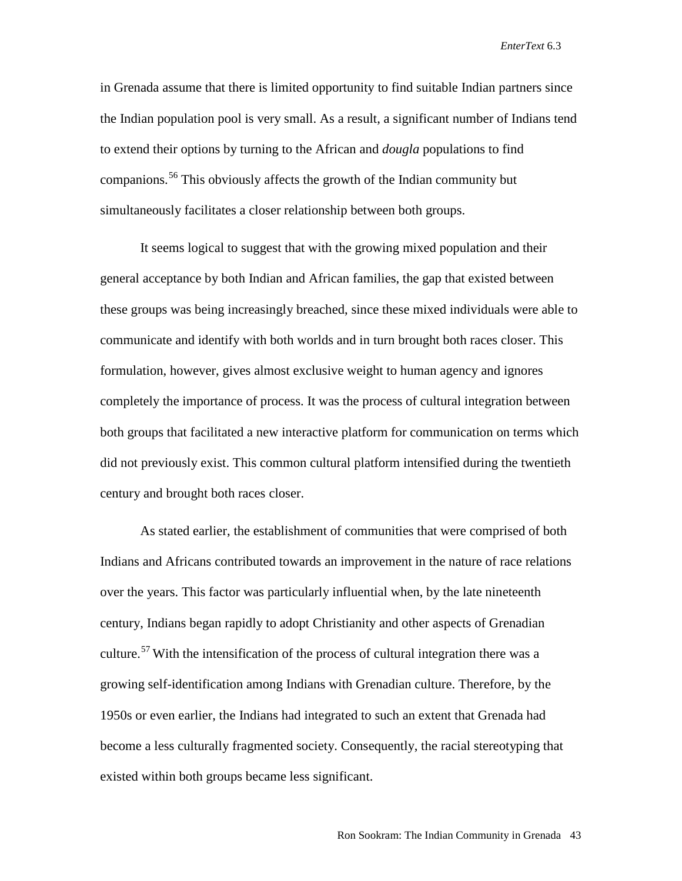in Grenada assume that there is limited opportunity to find suitable Indian partners since the Indian population pool is very small. As a result, a significant number of Indians tend to extend their options by turning to the African and *dougla* populations to find companions.[56] This obviously affects the growth of the Indian community but simultaneously facilitates a closer relationship between both groups.

It seems logical to suggest that with the growing mixed population and their general acceptance by both Indian and African families, the gap that existed between these groups was being increasingly breached, since these mixed individuals were able to communicate and identify with both worlds and in turn brought both races closer. This formulation, however, gives almost exclusive weight to human agency and ignores completely the importance of process. It was the process of cultural integration between both groups that facilitated a new interactive platform for communication on terms which did not previously exist. This common cultural platform intensified during the twentieth century and brought both races closer.

As stated earlier, the establishment of communities that were comprised of both Indians and Africans contributed towards an improvement in the nature of race relations over the years. This factor was particularly influential when, by the late nineteenth century, Indians began rapidly to adopt Christianity and other aspects of Grenadian culture.[57] With the intensification of the process of cultural integration there was a growing self-identification among Indians with Grenadian culture. Therefore, by the 1950s or even earlier, the Indians had integrated to such an extent that Grenada had become a less culturally fragmented society. Consequently, the racial stereotyping that existed within both groups became less significant.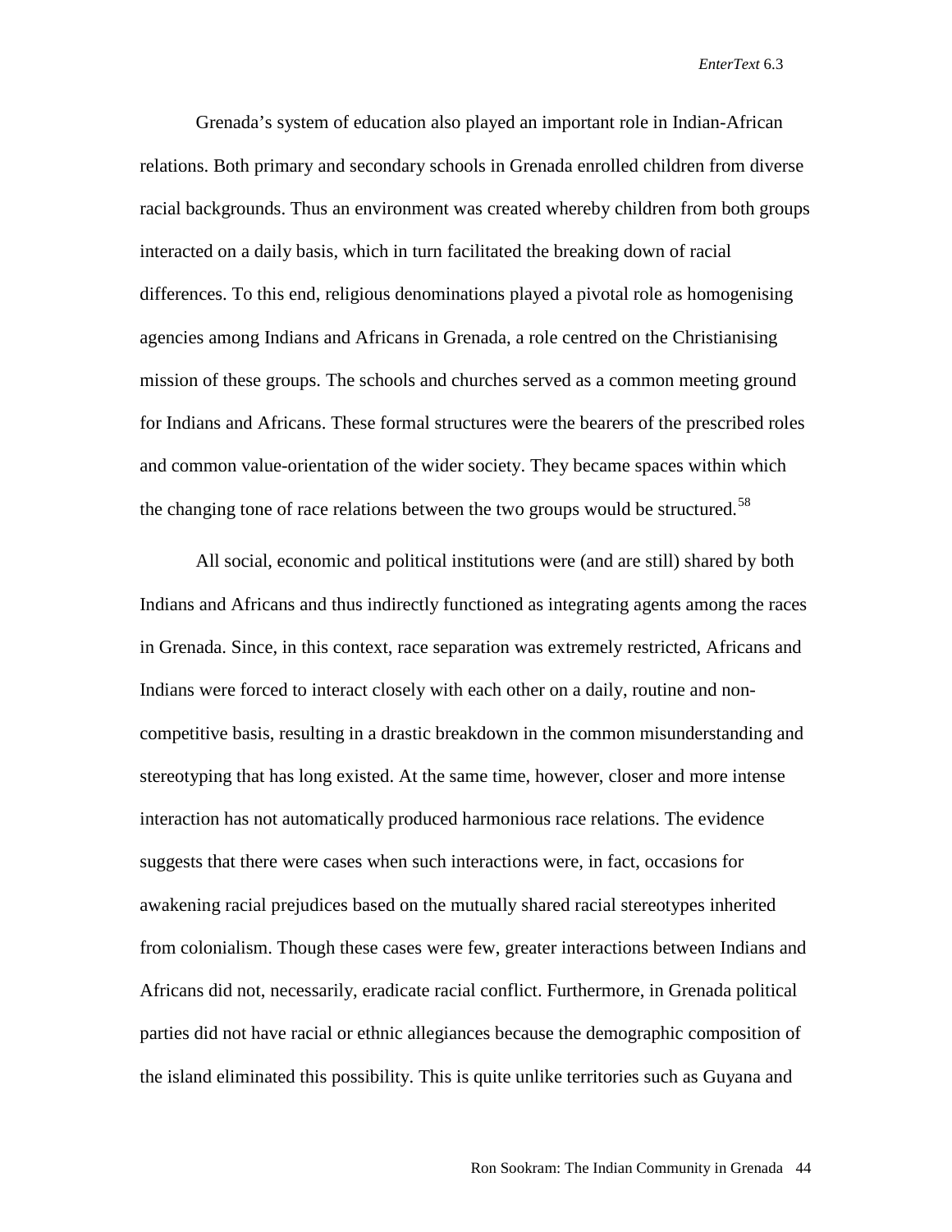Grenada's system of education also played an important role in Indian-African relations. Both primary and secondary schools in Grenada enrolled children from diverse racial backgrounds. Thus an environment was created whereby children from both groups interacted on a daily basis, which in turn facilitated the breaking down of racial differences. To this end, religious denominations played a pivotal role as homogenising agencies among Indians and Africans in Grenada, a role centred on the Christianising mission of these groups. The schools and churches served as a common meeting ground for Indians and Africans. These formal structures were the bearers of the prescribed roles and common value-orientation of the wider society. They became spaces within which the changing tone of race relations between the two groups would be structured.[58]

All social, economic and political institutions were (and are still) shared by both Indians and Africans and thus indirectly functioned as integrating agents among the races in Grenada. Since, in this context, race separation was extremely restricted, Africans and Indians were forced to interact closely with each other on a daily, routine and non-competitive basis, resulting in a drastic breakdown in the common misunderstanding and stereotyping that has long existed. At the same time, however, closer and more intense interaction has not automatically produced harmonious race relations. The evidence suggests that there were cases when such interactions were, in fact, occasions for awakening racial prejudices based on the mutually shared racial stereotypes inherited from colonialism. Though these cases were few, greater interactions between Indians and Africans did not, necessarily, eradicate racial conflict. Furthermore, in Grenada political parties did not have racial or ethnic allegiances because the demographic composition of the island eliminated this possibility. This is quite unlike territories such as Guyana and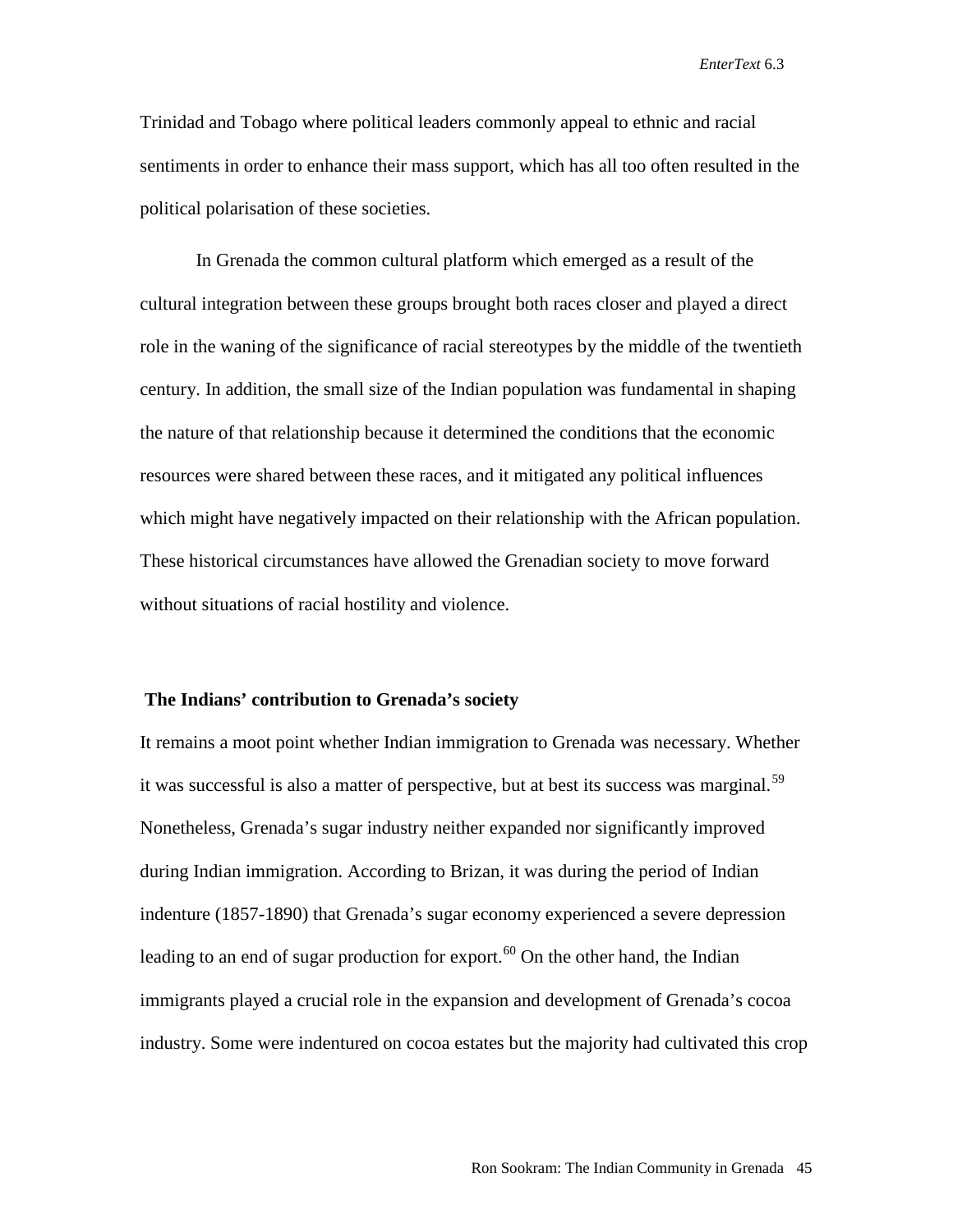Trinidad and Tobago where political leaders commonly appeal to ethnic and racial sentiments in order to enhance their mass support, which has all too often resulted in the political polarisation of these societies.

In Grenada the common cultural platform which emerged as a result of the cultural integration between these groups brought both races closer and played a direct role in the waning of the significance of racial stereotypes by the middle of the twentieth century. In addition, the small size of the Indian population was fundamental in shaping the nature of that relationship because it determined the conditions that the economic resources were shared between these races, and it mitigated any political influences which might have negatively impacted on their relationship with the African population. These historical circumstances have allowed the Grenadian society to move forward without situations of racial hostility and violence.

## The Indians' contribution to Grenada's society

It remains a moot point whether Indian immigration to Grenada was necessary. Whether it was successful is also a matter of perspective, but at best its success was marginal.[59] Nonetheless, Grenada's sugar industry neither expanded nor significantly improved during Indian immigration. According to Brizan, it was during the period of Indian indenture (1857-1890) that Grenada's sugar economy experienced a severe depression leading to an end of sugar production for export.[60] On the other hand, the Indian immigrants played a crucial role in the expansion and development of Grenada's cocoa industry. Some were indentured on cocoa estates but the majority had cultivated this crop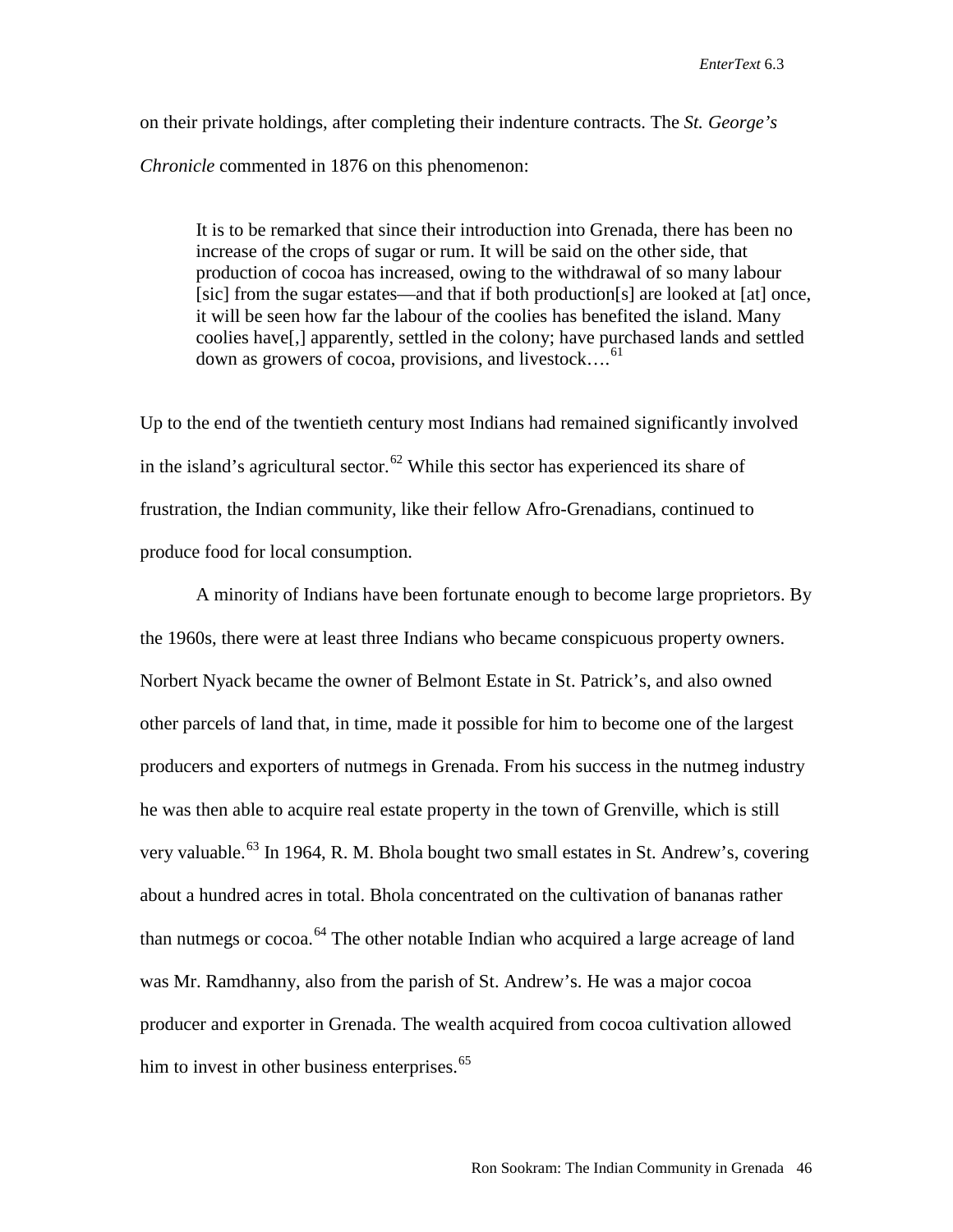on their private holdings, after completing their indenture contracts. The *St. George's Chronicle* commented in 1876 on this phenomenon:

> It is to be remarked that since their introduction into Grenada, there has been no increase of the crops of sugar or rum. It will be said on the other side, that production of cocoa has increased, owing to the withdrawal of so many labour [sic] from the sugar estates—and that if both production[s] are looked at [at] once, it will be seen how far the labour of the coolies has benefited the island. Many coolies have[,] apparently, settled in the colony; have purchased lands and settled down as growers of cocoa, provisions, and livestock….[61]

Up to the end of the twentieth century most Indians had remained significantly involved in the island's agricultural sector.[62] While this sector has experienced its share of frustration, the Indian community, like their fellow Afro-Grenadians, continued to produce food for local consumption.

A minority of Indians have been fortunate enough to become large proprietors. By the 1960s, there were at least three Indians who became conspicuous property owners. Norbert Nyack became the owner of Belmont Estate in St. Patrick's, and also owned other parcels of land that, in time, made it possible for him to become one of the largest producers and exporters of nutmegs in Grenada. From his success in the nutmeg industry he was then able to acquire real estate property in the town of Grenville, which is still very valuable.[63] In 1964, R. M. Bhola bought two small estates in St. Andrew's, covering about a hundred acres in total. Bhola concentrated on the cultivation of bananas rather than nutmegs or cocoa.[64] The other notable Indian who acquired a large acreage of land was Mr. Ramdhanny, also from the parish of St. Andrew's. He was a major cocoa producer and exporter in Grenada. The wealth acquired from cocoa cultivation allowed him to invest in other business enterprises.[65]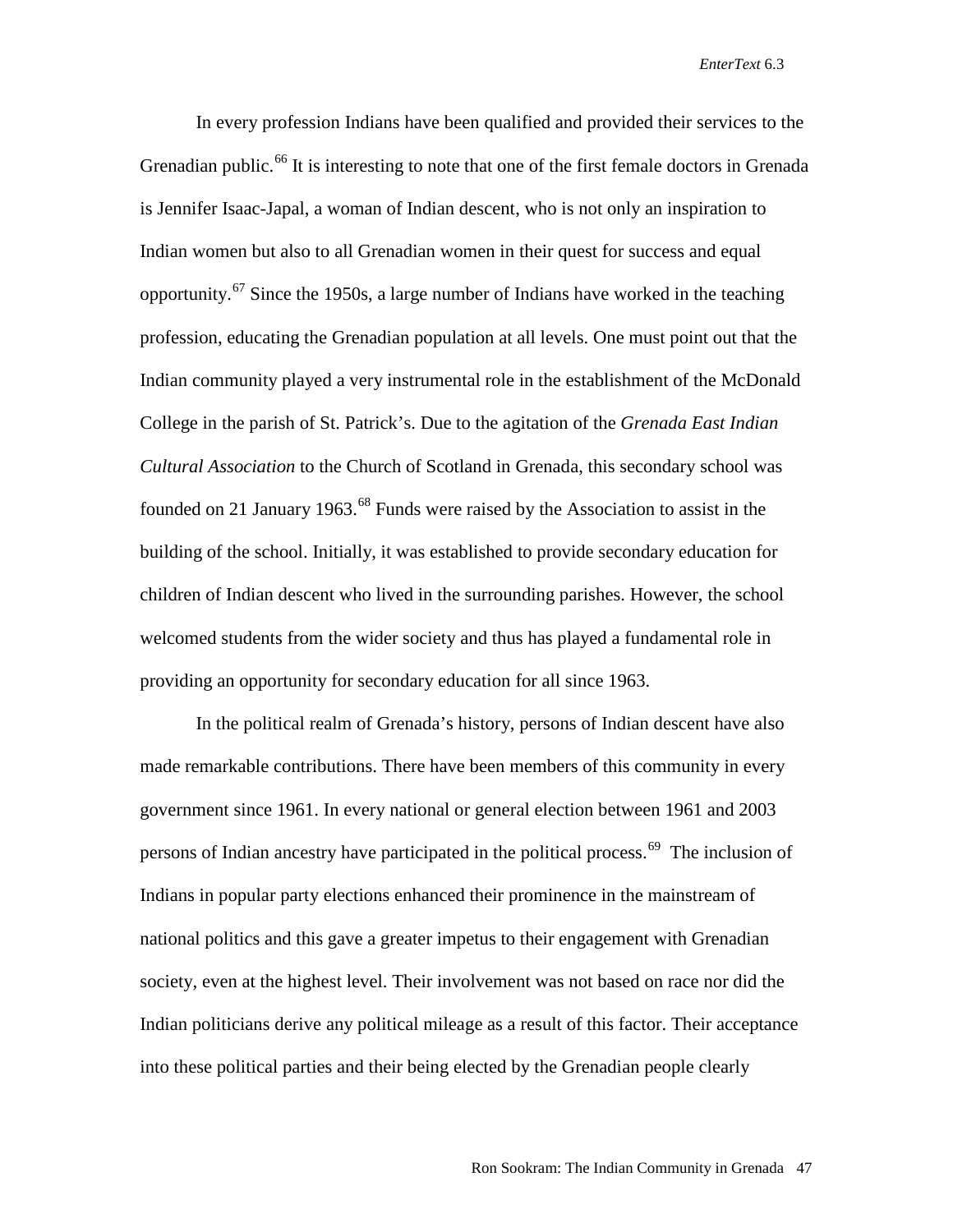In every profession Indians have been qualified and provided their services to the Grenadian public.[66] It is interesting to note that one of the first female doctors in Grenada is Jennifer Isaac-Japal, a woman of Indian descent, who is not only an inspiration to Indian women but also to all Grenadian women in their quest for success and equal opportunity.[67] Since the 1950s, a large number of Indians have worked in the teaching profession, educating the Grenadian population at all levels. One must point out that the Indian community played a very instrumental role in the establishment of the McDonald College in the parish of St. Patrick's. Due to the agitation of the *Grenada East Indian Cultural Association* to the Church of Scotland in Grenada, this secondary school was founded on 21 January 1963.[68] Funds were raised by the Association to assist in the building of the school. Initially, it was established to provide secondary education for children of Indian descent who lived in the surrounding parishes. However, the school welcomed students from the wider society and thus has played a fundamental role in providing an opportunity for secondary education for all since 1963.

In the political realm of Grenada's history, persons of Indian descent have also made remarkable contributions. There have been members of this community in every government since 1961. In every national or general election between 1961 and 2003 persons of Indian ancestry have participated in the political process.[69] The inclusion of Indians in popular party elections enhanced their prominence in the mainstream of national politics and this gave a greater impetus to their engagement with Grenadian society, even at the highest level. Their involvement was not based on race nor did the Indian politicians derive any political mileage as a result of this factor. Their acceptance into these political parties and their being elected by the Grenadian people clearly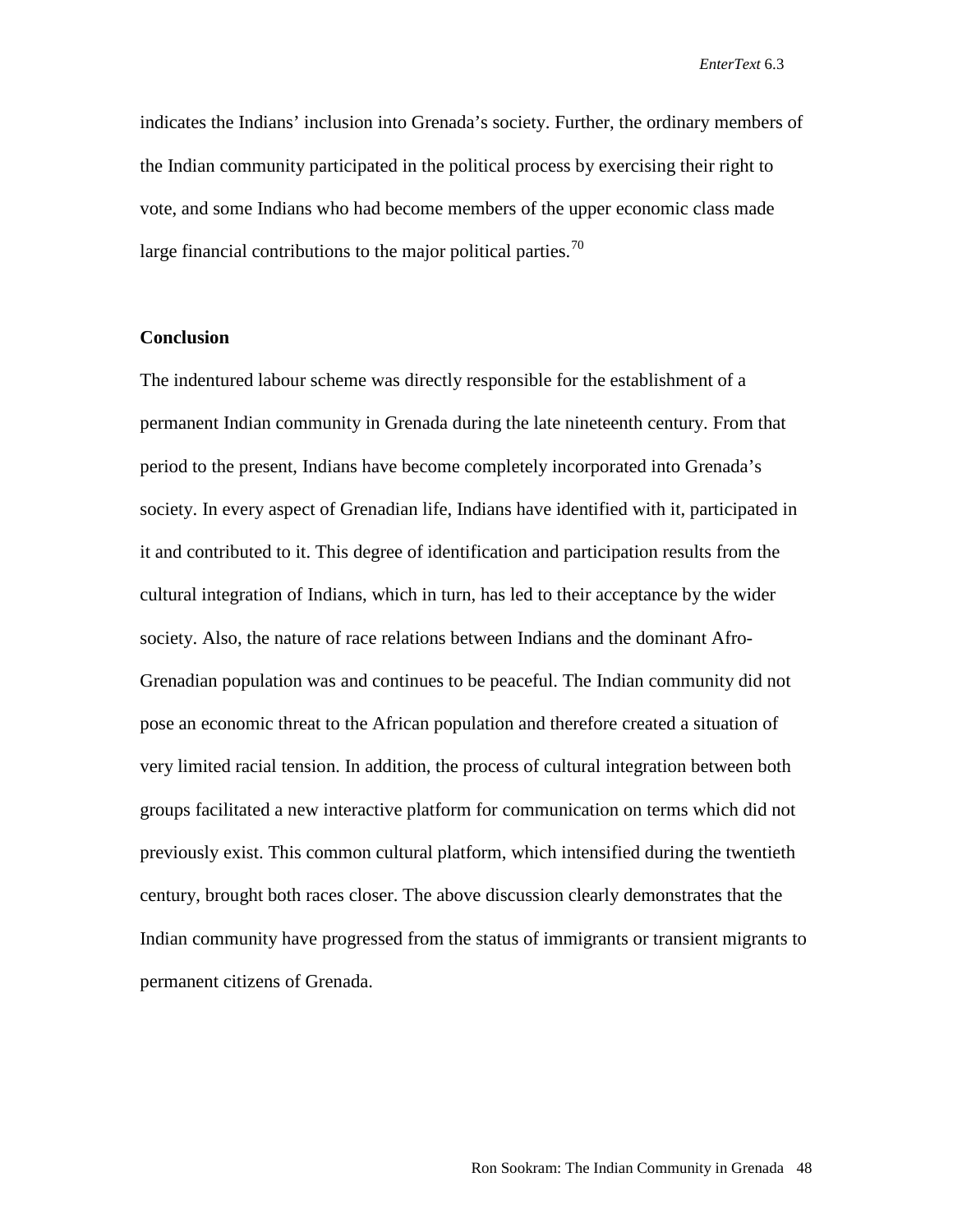indicates the Indians' inclusion into Grenada's society. Further, the ordinary members of the Indian community participated in the political process by exercising their right to vote, and some Indians who had become members of the upper economic class made large financial contributions to the major political parties.[70]

## Conclusion

The indentured labour scheme was directly responsible for the establishment of a permanent Indian community in Grenada during the late nineteenth century. From that period to the present, Indians have become completely incorporated into Grenada's society. In every aspect of Grenadian life, Indians have identified with it, participated in it and contributed to it. This degree of identification and participation results from the cultural integration of Indians, which in turn, has led to their acceptance by the wider society. Also, the nature of race relations between Indians and the dominant Afro-Grenadian population was and continues to be peaceful. The Indian community did not pose an economic threat to the African population and therefore created a situation of very limited racial tension. In addition, the process of cultural integration between both groups facilitated a new interactive platform for communication on terms which did not previously exist. This common cultural platform, which intensified during the twentieth century, brought both races closer. The above discussion clearly demonstrates that the Indian community have progressed from the status of immigrants or transient migrants to permanent citizens of Grenada.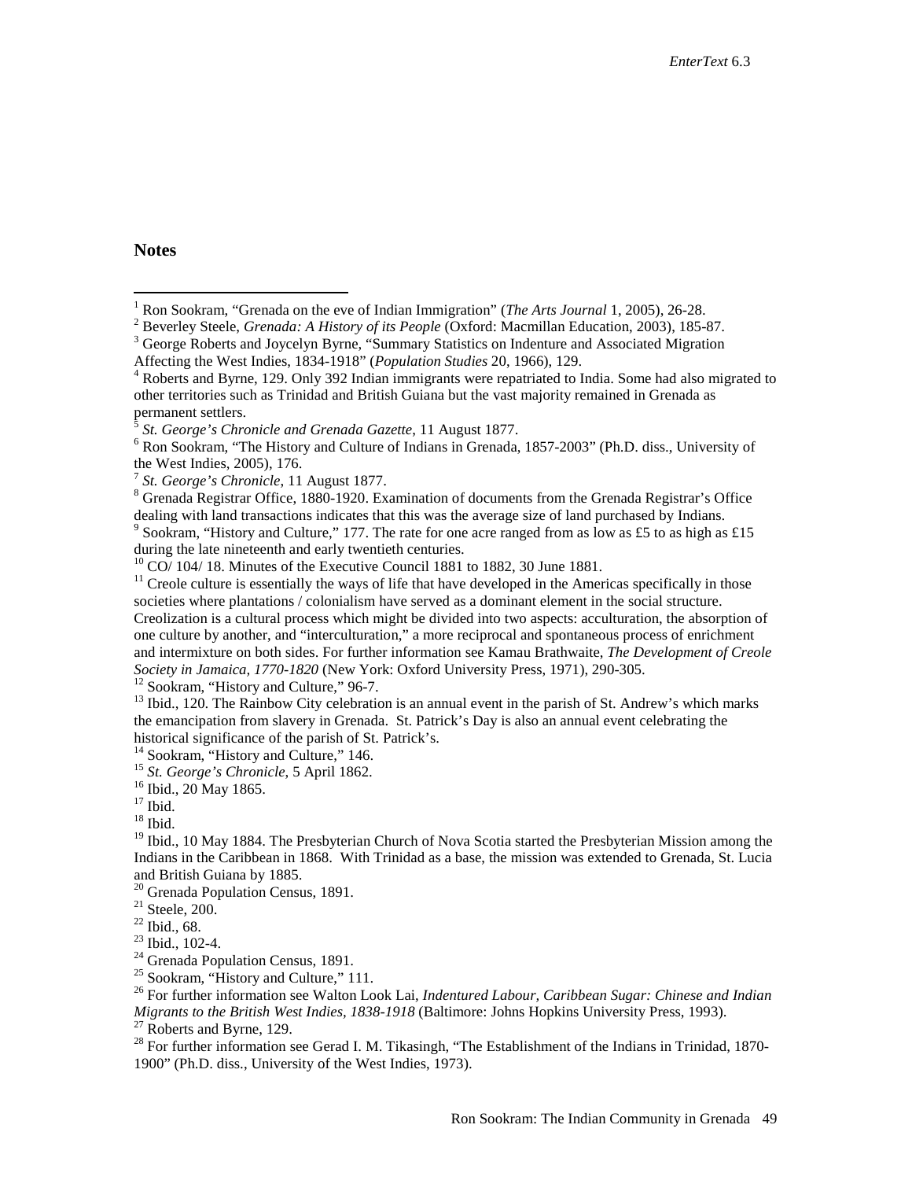## Notes

[1] Ron Sookram, "Grenada on the eve of Indian Immigration" (*The Arts Journal* 1, 2005), 26-28.

[2] Beverley Steele, *Grenada: A History of its People* (Oxford: Macmillan Education, 2003), 185-87.

[3] George Roberts and Joycelyn Byrne, "Summary Statistics on Indenture and Associated Migration Affecting the West Indies, 1834-1918" (*Population Studies* 20, 1966), 129.

[4] Roberts and Byrne, 129. Only 392 Indian immigrants were repatriated to India. Some had also migrated to other territories such as Trinidad and British Guiana but the vast majority remained in Grenada as permanent settlers.

[5] *St. George's Chronicle and Grenada Gazette*, 11 August 1877.

[6] Ron Sookram, "The History and Culture of Indians in Grenada, 1857-2003" (Ph.D. diss., University of the West Indies, 2005), 176.

[7] *St. George's Chronicle*, 11 August 1877.

[8] Grenada Registrar Office, 1880-1920. Examination of documents from the Grenada Registrar's Office dealing with land transactions indicates that this was the average size of land purchased by Indians.

[9] Sookram, "History and Culture," 177. The rate for one acre ranged from as low as £5 to as high as £15 during the late nineteenth and early twentieth centuries.

[10] CO/ 104/ 18. Minutes of the Executive Council 1881 to 1882, 30 June 1881.

[11] Creole culture is essentially the ways of life that have developed in the Americas specifically in those societies where plantations / colonialism have served as a dominant element in the social structure. Creolization is a cultural process which might be divided into two aspects: acculturation, the absorption of one culture by another, and "interculturation," a more reciprocal and spontaneous process of enrichment and intermixture on both sides. For further information see Kamau Brathwaite, *The Development of Creole Society in Jamaica, 1770-1820* (New York: Oxford University Press, 1971), 290-305.

[12] Sookram, "History and Culture," 96-7.

[13] Ibid., 120. The Rainbow City celebration is an annual event in the parish of St. Andrew's which marks the emancipation from slavery in Grenada. St. Patrick's Day is also an annual event celebrating the historical significance of the parish of St. Patrick's.

[14] Sookram, "History and Culture," 146.

[15] *St. George's Chronicle*, 5 April 1862.

[16] Ibid., 20 May 1865.

[17] Ibid.

[18] Ibid.

[19] Ibid., 10 May 1884. The Presbyterian Church of Nova Scotia started the Presbyterian Mission among the Indians in the Caribbean in 1868. With Trinidad as a base, the mission was extended to Grenada, St. Lucia and British Guiana by 1885.

[20] Grenada Population Census, 1891.

[21] Steele, 200.

[22] Ibid., 68.

[23] Ibid., 102-4.

[24] Grenada Population Census, 1891.

[25] Sookram, "History and Culture," 111.

[26] For further information see Walton Look Lai, *Indentured Labour, Caribbean Sugar: Chinese and Indian Migrants to the British West Indies, 1838-1918* (Baltimore: Johns Hopkins University Press, 1993).

[27] Roberts and Byrne, 129.

[28] For further information see Gerad I. M. Tikasingh, "The Establishment of the Indians in Trinidad, 1870-1900" (Ph.D. diss., University of the West Indies, 1973).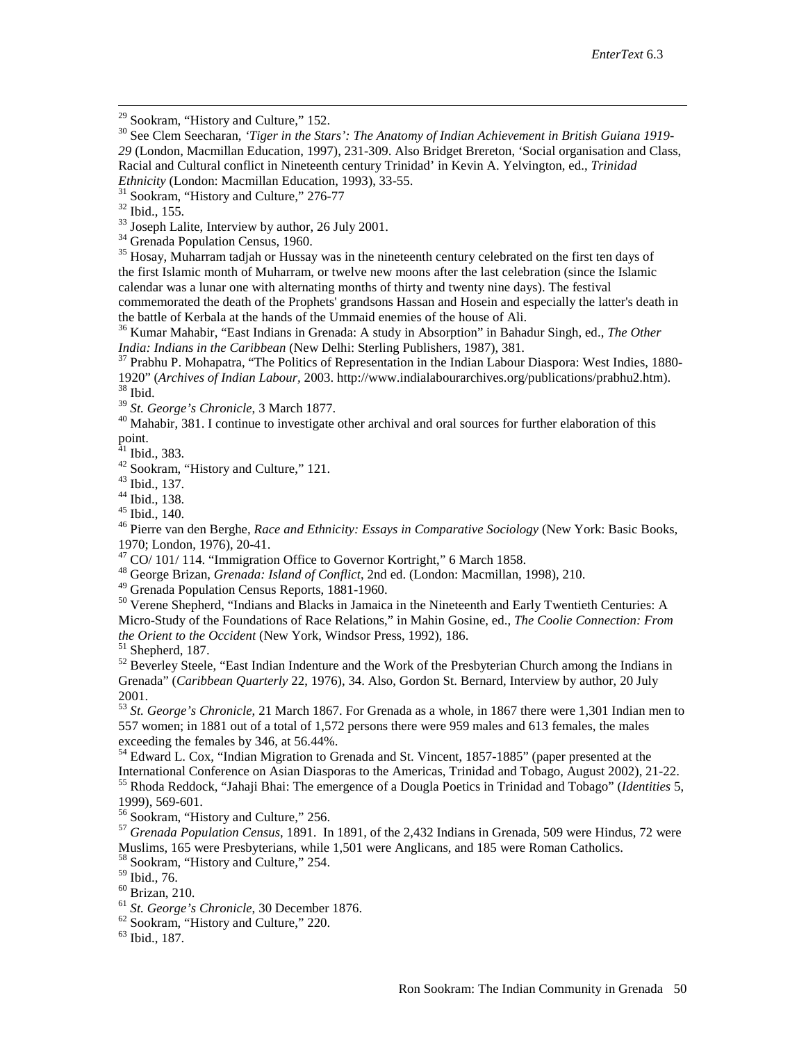[29] Sookram, "History and Culture," 152.

[30] See Clem Seecharan, *'Tiger in the Stars': The Anatomy of Indian Achievement in British Guiana 1919-29* (London, Macmillan Education, 1997), 231-309. Also Bridget Brereton, 'Social organisation and Class, Racial and Cultural conflict in Nineteenth century Trinidad' in Kevin A. Yelvington, ed., *Trinidad Ethnicity* (London: Macmillan Education, 1993), 33-55.

[31] Sookram, "History and Culture," 276-77

[32] Ibid., 155.

[33] Joseph Lalite, Interview by author, 26 July 2001.

[34] Grenada Population Census, 1960.

[35] Hosay, Muharram tadjah or Hussay was in the nineteenth century celebrated on the first ten days of the first Islamic month of Muharram, or twelve new moons after the last celebration (since the Islamic calendar was a lunar one with alternating months of thirty and twenty nine days). The festival commemorated the death of the Prophets' grandsons Hassan and Hosein and especially the latter's death in the battle of Kerbala at the hands of the Ummaid enemies of the house of Ali.

[36] Kumar Mahabir, "East Indians in Grenada: A study in Absorption" in Bahadur Singh, ed., *The Other India: Indians in the Caribbean* (New Delhi: Sterling Publishers, 1987), 381.

[37] Prabhu P. Mohapatra, "The Politics of Representation in the Indian Labour Diaspora: West Indies, 1880-1920" (*Archives of Indian Labour*, 2003. http://www.indialabourarchives.org/publications/prabhu2.htm).

[38] Ibid.

[39] *St. George's Chronicle*, 3 March 1877.

[40] Mahabir, 381. I continue to investigate other archival and oral sources for further elaboration of this point.

[41] Ibid., 383.

[42] Sookram, "History and Culture," 121.

[43] Ibid., 137.

[44] Ibid., 138.

[45] Ibid., 140.

[46] Pierre van den Berghe, *Race and Ethnicity: Essays in Comparative Sociology* (New York: Basic Books, 1970; London, 1976), 20-41.

[47] CO/ 101/ 114. "Immigration Office to Governor Kortright," 6 March 1858.

[48] George Brizan, *Grenada: Island of Conflict*, 2nd ed. (London: Macmillan, 1998), 210.

[49] Grenada Population Census Reports, 1881-1960.

[50] Verene Shepherd, "Indians and Blacks in Jamaica in the Nineteenth and Early Twentieth Centuries: A Micro-Study of the Foundations of Race Relations," in Mahin Gosine, ed., *The Coolie Connection: From the Orient to the Occident* (New York, Windsor Press, 1992), 186.

[51] Shepherd, 187.

[52] Beverley Steele, "East Indian Indenture and the Work of the Presbyterian Church among the Indians in Grenada" (*Caribbean Quarterly* 22, 1976), 34. Also, Gordon St. Bernard, Interview by author, 20 July 2001.

[53] *St. George's Chronicle*, 21 March 1867. For Grenada as a whole, in 1867 there were 1,301 Indian men to 557 women; in 1881 out of a total of 1,572 persons there were 959 males and 613 females, the males exceeding the females by 346, at 56.44%.

[54] Edward L. Cox, "Indian Migration to Grenada and St. Vincent, 1857-1885" (paper presented at the International Conference on Asian Diasporas to the Americas, Trinidad and Tobago, August 2002), 21-22.

[55] Rhoda Reddock, "Jahaji Bhai: The emergence of a Dougla Poetics in Trinidad and Tobago" (*Identities* 5, 1999), 569-601.

[56] Sookram, "History and Culture," 256.

[57] *Grenada Population Census*, 1891. In 1891, of the 2,432 Indians in Grenada, 509 were Hindus, 72 were Muslims, 165 were Presbyterians, while 1,501 were Anglicans, and 185 were Roman Catholics.

[58] Sookram, "History and Culture," 254.

[59] Ibid., 76.

[60] Brizan, 210.

[61] *St. George's Chronicle*, 30 December 1876.

[62] Sookram, "History and Culture," 220.

[63] Ibid., 187.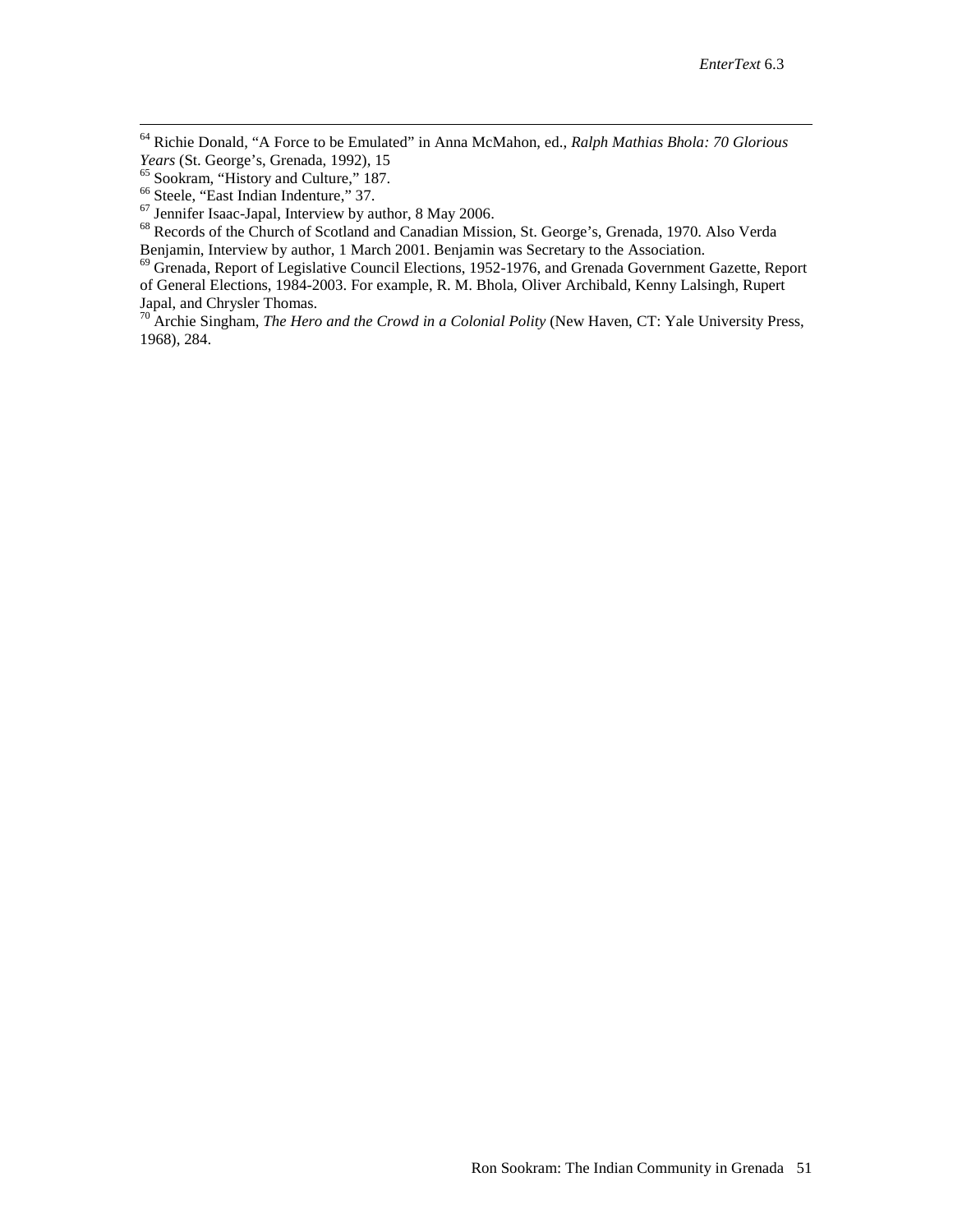[64] Richie Donald, "A Force to be Emulated" in Anna McMahon, ed., *Ralph Mathias Bhola: 70 Glorious Years* (St. George's, Grenada, 1992), 15

[65] Sookram, "History and Culture," 187.

[66] Steele, "East Indian Indenture," 37.

[67] Jennifer Isaac-Japal, Interview by author, 8 May 2006.

[68] Records of the Church of Scotland and Canadian Mission, St. George's, Grenada, 1970. Also Verda Benjamin, Interview by author, 1 March 2001. Benjamin was Secretary to the Association.

[69] Grenada, Report of Legislative Council Elections, 1952-1976, and Grenada Government Gazette, Report of General Elections, 1984-2003. For example, R. M. Bhola, Oliver Archibald, Kenny Lalsingh, Rupert Japal, and Chrysler Thomas.

[70] Archie Singham, *The Hero and the Crowd in a Colonial Polity* (New Haven, CT: Yale University Press, 1968), 284.